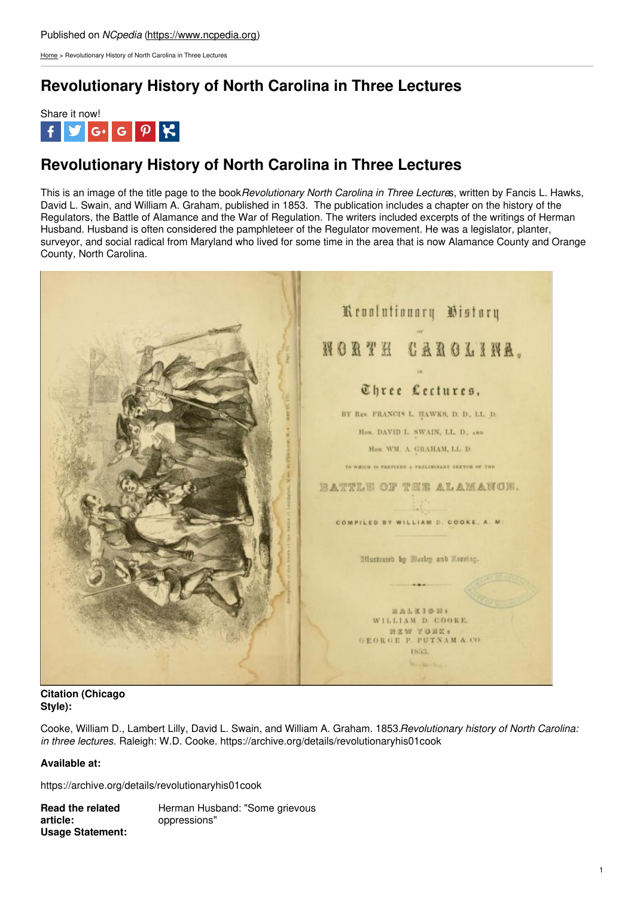Published on *NCpedia* (https://www.ncpedia.org)

Home > Revolutionary History of North Carolina in Three Lectures

# Revolutionary History of North Carolina in Three Lectures

Share it now!

## Revolutionary History of North Carolina in Three Lectures

This is an image of the title page to the book *Revolutionary North Carolina in Three Lectures*, written by Fancis L. Hawks, David L. Swain, and William A. Graham, published in 1853. The publication includes a chapter on the history of the Regulators, the Battle of Alamance and the War of Regulation. The writers included excerpts of the writings of Herman Husband. Husband is often considered the pamphleteer of the Regulator movement. He was a legislator, planter, surveyor, and social radical from Maryland who lived for some time in the area that is now Alamance County and Orange County, North Carolina.

**Citation (Chicago Style):**

Cooke, William D., Lambert Lilly, David L. Swain, and William A. Graham. 1853. *Revolutionary history of North Carolina: in three lectures*. Raleigh: W.D. Cooke. https://archive.org/details/revolutionaryhis01cook

**Available at:**

https://archive.org/details/revolutionaryhis01cook

**Read the related article:** Herman Husband: "Some grievous oppressions"

**Usage Statement:**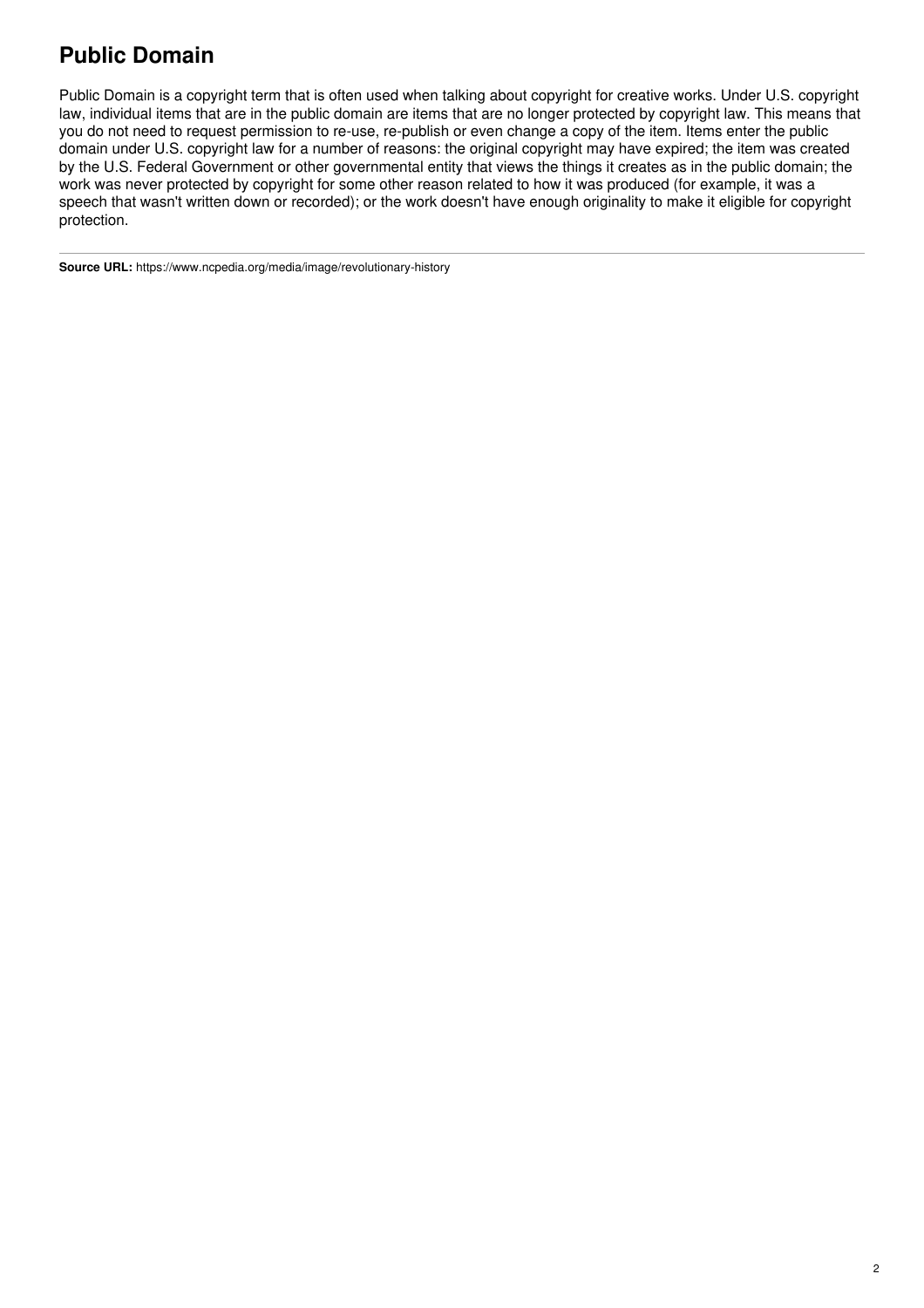## Public Domain

Public Domain is a copyright term that is often used when talking about copyright for creative works. Under U.S. copyright law, individual items that are in the public domain are items that are no longer protected by copyright law. This means that you do not need to request permission to re-use, re-publish or even change a copy of the item. Items enter the public domain under U.S. copyright law for a number of reasons: the original copyright may have expired; the item was created by the U.S. Federal Government or other governmental entity that views the things it creates as in the public domain; the work was never protected by copyright for some other reason related to how it was produced (for example, it was a speech that wasn't written down or recorded); or the work doesn't have enough originality to make it eligible for copyright protection.

---

**Source URL:** https://www.ncpedia.org/media/image/revolutionary-history